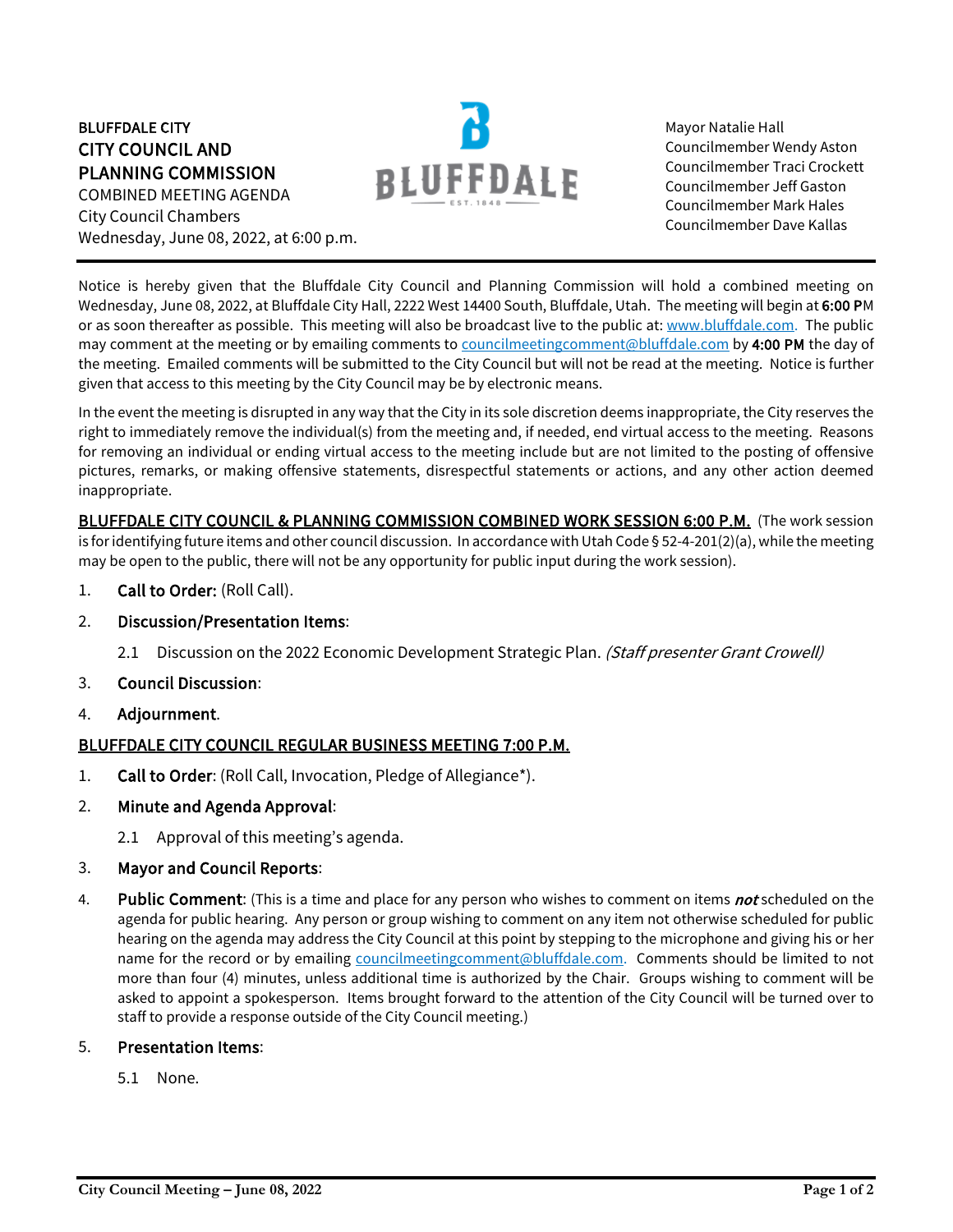**BLUFFDALE CITY**
**CITY COUNCIL AND PLANNING COMMISSION**
COMBINED MEETING AGENDA
City Council Chambers
Wednesday, June 08, 2022, at 6:00 p.m.

Mayor Natalie Hall
Councilmember Wendy Aston
Councilmember Traci Crockett
Councilmember Jeff Gaston
Councilmember Mark Hales
Councilmember Dave Kallas

---

Notice is hereby given that the Bluffdale City Council and Planning Commission will hold a combined meeting on Wednesday, June 08, 2022, at Bluffdale City Hall, 2222 West 14400 South, Bluffdale, Utah. The meeting will begin at **6:00 P**M or as soon thereafter as possible. This meeting will also be broadcast live to the public at: www.bluffdale.com. The public may comment at the meeting or by emailing comments to councilmeetingcomment@bluffdale.com by **4:00 PM** the day of the meeting. Emailed comments will be submitted to the City Council but will not be read at the meeting. Notice is further given that access to this meeting by the City Council may be by electronic means.

In the event the meeting is disrupted in any way that the City in its sole discretion deems inappropriate, the City reserves the right to immediately remove the individual(s) from the meeting and, if needed, end virtual access to the meeting. Reasons for removing an individual or ending virtual access to the meeting include but are not limited to the posting of offensive pictures, remarks, or making offensive statements, disrespectful statements or actions, and any other action deemed inappropriate.

**BLUFFDALE CITY COUNCIL & PLANNING COMMISSION COMBINED WORK SESSION 6:00 P.M.** (The work session is for identifying future items and other council discussion. In accordance with Utah Code § 52-4-201(2)(a), while the meeting may be open to the public, there will not be any opportunity for public input during the work session).

1. **Call to Order:** (Roll Call).
2. **Discussion/Presentation Items**:
   - 2.1 Discussion on the 2022 Economic Development Strategic Plan. *(Staff presenter Grant Crowell)*
3. **Council Discussion**:
4. **Adjournment**.

**BLUFFDALE CITY COUNCIL REGULAR BUSINESS MEETING 7:00 P.M.**

1. **Call to Order**: (Roll Call, Invocation, Pledge of Allegiance*).
2. **Minute and Agenda Approval**:
   - 2.1 Approval of this meeting's agenda.
3. **Mayor and Council Reports**:
4. **Public Comment**: (This is a time and place for any person who wishes to comment on items ***not*** scheduled on the agenda for public hearing. Any person or group wishing to comment on any item not otherwise scheduled for public hearing on the agenda may address the City Council at this point by stepping to the microphone and giving his or her name for the record or by emailing councilmeetingcomment@bluffdale.com. Comments should be limited to not more than four (4) minutes, unless additional time is authorized by the Chair. Groups wishing to comment will be asked to appoint a spokesperson. Items brought forward to the attention of the City Council will be turned over to staff to provide a response outside of the City Council meeting.)
5. **Presentation Items**:
   - 5.1 None.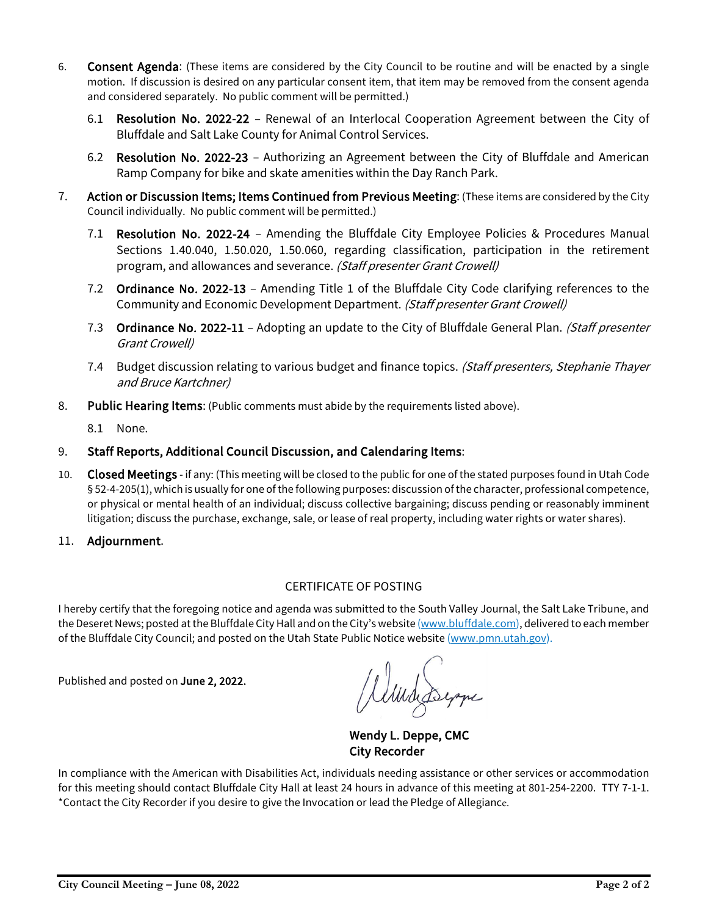6. **Consent Agenda**: (These items are considered by the City Council to be routine and will be enacted by a single motion. If discussion is desired on any particular consent item, that item may be removed from the consent agenda and considered separately. No public comment will be permitted.)

   6.1 **Resolution No. 2022-22** – Renewal of an Interlocal Cooperation Agreement between the City of Bluffdale and Salt Lake County for Animal Control Services.

   6.2 **Resolution No. 2022-23** – Authorizing an Agreement between the City of Bluffdale and American Ramp Company for bike and skate amenities within the Day Ranch Park.

7. **Action or Discussion Items; Items Continued from Previous Meeting**: (These items are considered by the City Council individually. No public comment will be permitted.)

   7.1 **Resolution No. 2022-24** – Amending the Bluffdale City Employee Policies & Procedures Manual Sections 1.40.040, 1.50.020, 1.50.060, regarding classification, participation in the retirement program, and allowances and severance. *(Staff presenter Grant Crowell)*

   7.2 **Ordinance No. 2022-13** – Amending Title 1 of the Bluffdale City Code clarifying references to the Community and Economic Development Department. *(Staff presenter Grant Crowell)*

   7.3 **Ordinance No. 2022-11** – Adopting an update to the City of Bluffdale General Plan. *(Staff presenter Grant Crowell)*

   7.4 Budget discussion relating to various budget and finance topics. *(Staff presenters, Stephanie Thayer and Bruce Kartchner)*

8. **Public Hearing Items**: (Public comments must abide by the requirements listed above).

   8.1 None.

9. **Staff Reports, Additional Council Discussion, and Calendaring Items**:

10. **Closed Meetings** - if any: (This meeting will be closed to the public for one of the stated purposes found in Utah Code § 52-4-205(1), which is usually for one of the following purposes: discussion of the character, professional competence, or physical or mental health of an individual; discuss collective bargaining; discuss pending or reasonably imminent litigation; discuss the purchase, exchange, sale, or lease of real property, including water rights or water shares).

11. **Adjournment**.

CERTIFICATE OF POSTING

I hereby certify that the foregoing notice and agenda was submitted to the South Valley Journal, the Salt Lake Tribune, and the Deseret News; posted at the Bluffdale City Hall and on the City's website (www.bluffdale.com), delivered to each member of the Bluffdale City Council; and posted on the Utah State Public Notice website (www.pmn.utah.gov).

Published and posted on **June 2, 2022.**

**Wendy L. Deppe, CMC**
**City Recorder**

In compliance with the American with Disabilities Act, individuals needing assistance or other services or accommodation for this meeting should contact Bluffdale City Hall at least 24 hours in advance of this meeting at 801-254-2200. TTY 7-1-1.
*Contact the City Recorder if you desire to give the Invocation or lead the Pledge of Allegiance.